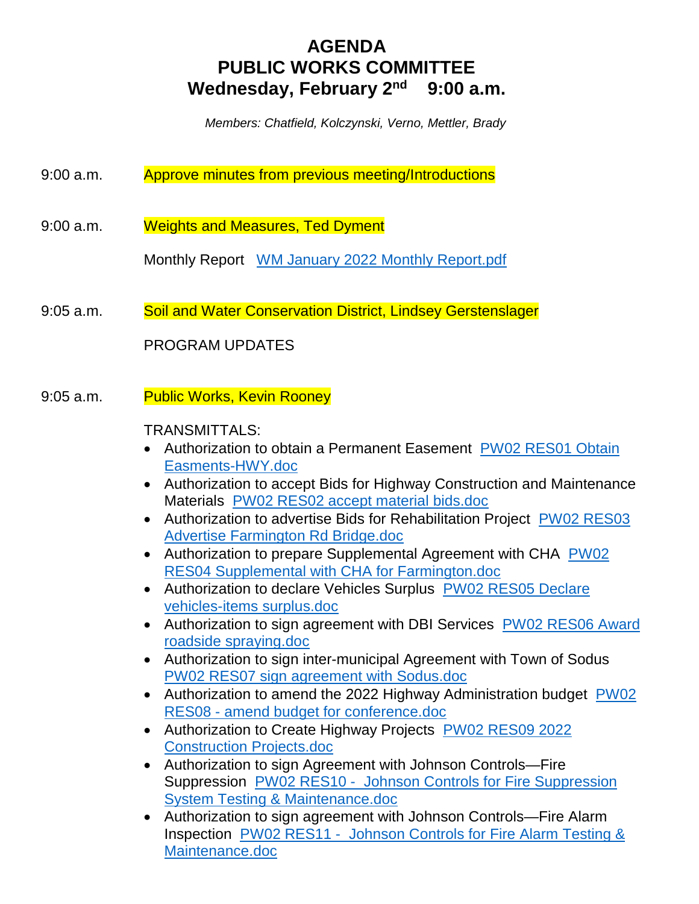# AGENDA
# PUBLIC WORKS COMMITTEE
# Wednesday, February 2nd 9:00 a.m.

*Members: Chatfield, Kolczynski, Verno, Mettler, Brady*

9:00 a.m. Approve minutes from previous meeting/Introductions

9:00 a.m. Weights and Measures, Ted Dyment

Monthly Report [WM January 2022 Monthly Report.pdf]

9:05 a.m. Soil and Water Conservation District, Lindsey Gerstenslager

PROGRAM UPDATES

9:05 a.m. Public Works, Kevin Rooney

TRANSMITTALS:

- Authorization to obtain a Permanent Easement [PW02 RES01 Obtain Easments-HWY.doc]
- Authorization to accept Bids for Highway Construction and Maintenance Materials [PW02 RES02 accept material bids.doc]
- Authorization to advertise Bids for Rehabilitation Project [PW02 RES03 Advertise Farmington Rd Bridge.doc]
- Authorization to prepare Supplemental Agreement with CHA [PW02 RES04 Supplemental with CHA for Farmington.doc]
- Authorization to declare Vehicles Surplus [PW02 RES05 Declare vehicles-items surplus.doc]
- Authorization to sign agreement with DBI Services [PW02 RES06 Award roadside spraying.doc]
- Authorization to sign inter-municipal Agreement with Town of Sodus [PW02 RES07 sign agreement with Sodus.doc]
- Authorization to amend the 2022 Highway Administration budget [PW02 RES08 - amend budget for conference.doc]
- Authorization to Create Highway Projects [PW02 RES09 2022 Construction Projects.doc]
- Authorization to sign Agreement with Johnson Controls—Fire Suppression [PW02 RES10 - Johnson Controls for Fire Suppression System Testing & Maintenance.doc]
- Authorization to sign agreement with Johnson Controls—Fire Alarm Inspection [PW02 RES11 - Johnson Controls for Fire Alarm Testing & Maintenance.doc]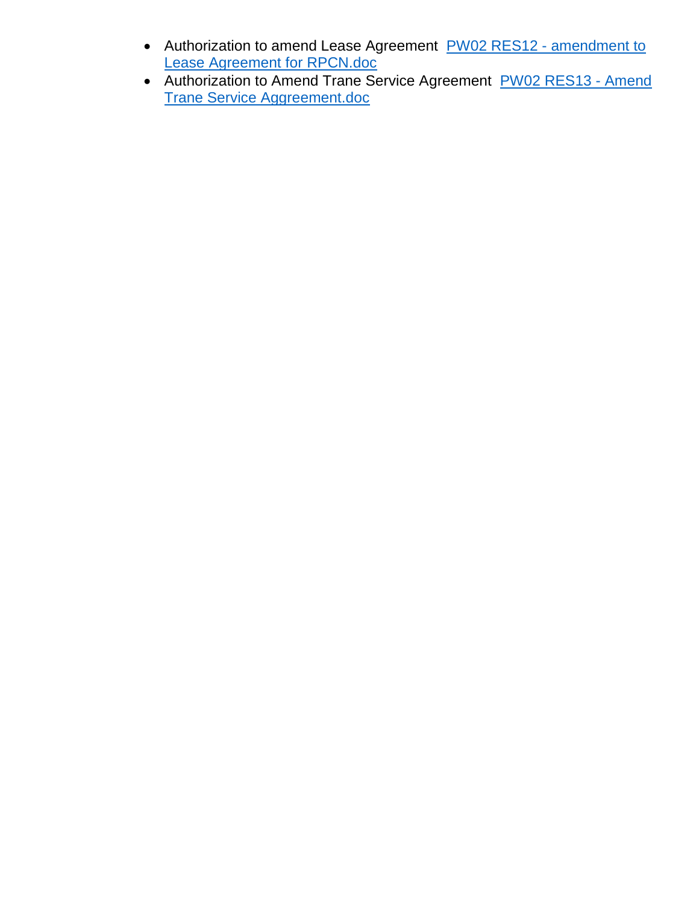- Authorization to amend Lease Agreement  PW02 RES12 - amendment to Lease Agreement for RPCN.doc
- Authorization to Amend Trane Service Agreement  PW02 RES13 - Amend Trane Service Aggreement.doc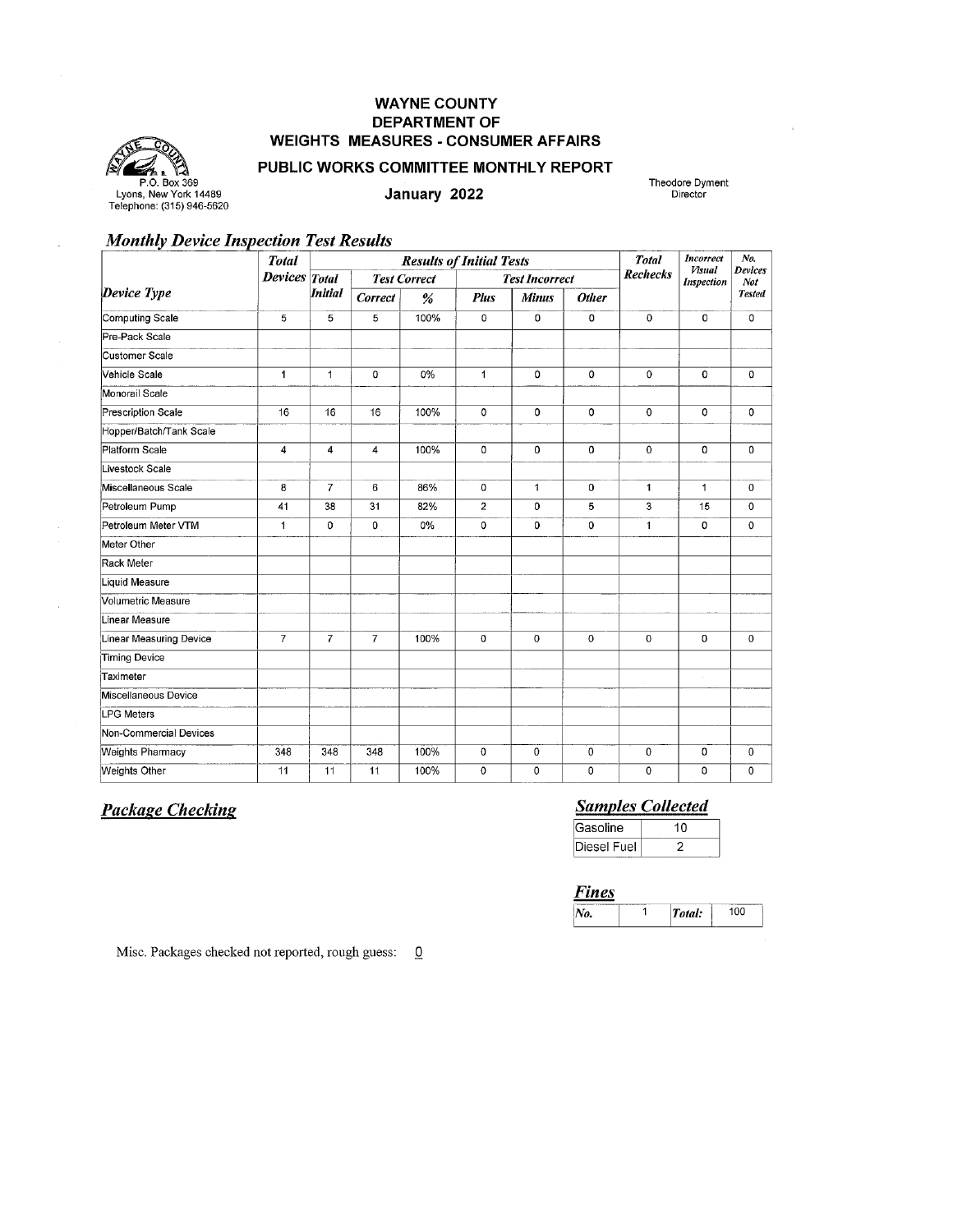# WAYNE COUNTY
## DEPARTMENT OF
## WEIGHTS MEASURES - CONSUMER AFFAIRS
### PUBLIC WORKS COMMITTEE MONTHLY REPORT
### January 2022

P.O. Box 369
Lyons, New York 14489
Telephone: (315) 946-5620

Theodore Dyment
Director

## *Monthly Device Inspection Test Results*

| Device Type | Total Devices | Results of Initial Tests | | | | | | | Total Rechecks | Incorrect Visual Inspection | No. Devices Not Tested |
|---|---|---|---|---|---|---|---|---|---|---|---|
| | | Total Initial | Test Correct | | Test Incorrect | | | | | | |
| | | | Correct | % | Plus | Minus | Other | | | | |
| Computing Scale | 5 | 5 | 5 | 100% | 0 | 0 | 0 | | 0 | 0 | 0 |
| Pre-Pack Scale | | | | | | | | | | | |
| Customer Scale | | | | | | | | | | | |
| Vehicle Scale | 1 | 1 | 0 | 0% | 1 | 0 | 0 | | 0 | 0 | 0 |
| Monorail Scale | | | | | | | | | | | |
| Prescription Scale | 16 | 16 | 16 | 100% | 0 | 0 | 0 | | 0 | 0 | 0 |
| Hopper/Batch/Tank Scale | | | | | | | | | | | |
| Platform Scale | 4 | 4 | 4 | 100% | 0 | 0 | 0 | | 0 | 0 | 0 |
| Livestock Scale | | | | | | | | | | | |
| Miscellaneous Scale | 8 | 7 | 6 | 86% | 0 | 1 | 0 | | 1 | 1 | 0 |
| Petroleum Pump | 41 | 38 | 31 | 82% | 2 | 0 | 5 | | 3 | 15 | 0 |
| Petroleum Meter VTM | 1 | 0 | 0 | 0% | 0 | 0 | 0 | | 1 | 0 | 0 |
| Meter Other | | | | | | | | | | | |
| Rack Meter | | | | | | | | | | | |
| Liquid Measure | | | | | | | | | | | |
| Volumetric Measure | | | | | | | | | | | |
| Linear Measure | | | | | | | | | | | |
| Linear Measuring Device | 7 | 7 | 7 | 100% | 0 | 0 | 0 | | 0 | 0 | 0 |
| Timing Device | | | | | | | | | | | |
| Taximeter | | | | | | | | | | | |
| Miscellaneous Device | | | | | | | | | | | |
| LPG Meters | | | | | | | | | | | |
| Non-Commercial Devices | | | | | | | | | | | |
| Weights Pharmacy | 348 | 348 | 348 | 100% | 0 | 0 | 0 | | 0 | 0 | 0 |
| Weights Other | 11 | 11 | 11 | 100% | 0 | 0 | 0 | | 0 | 0 | 0 |

## *Package Checking*

## *Samples Collected*

| Gasoline | 10 |
|---|---|
| Diesel Fuel | 2 |

## *Fines*

| No. | 1 | Total: | 100 |
|---|---|---|---|

Misc. Packages checked not reported, rough guess: 0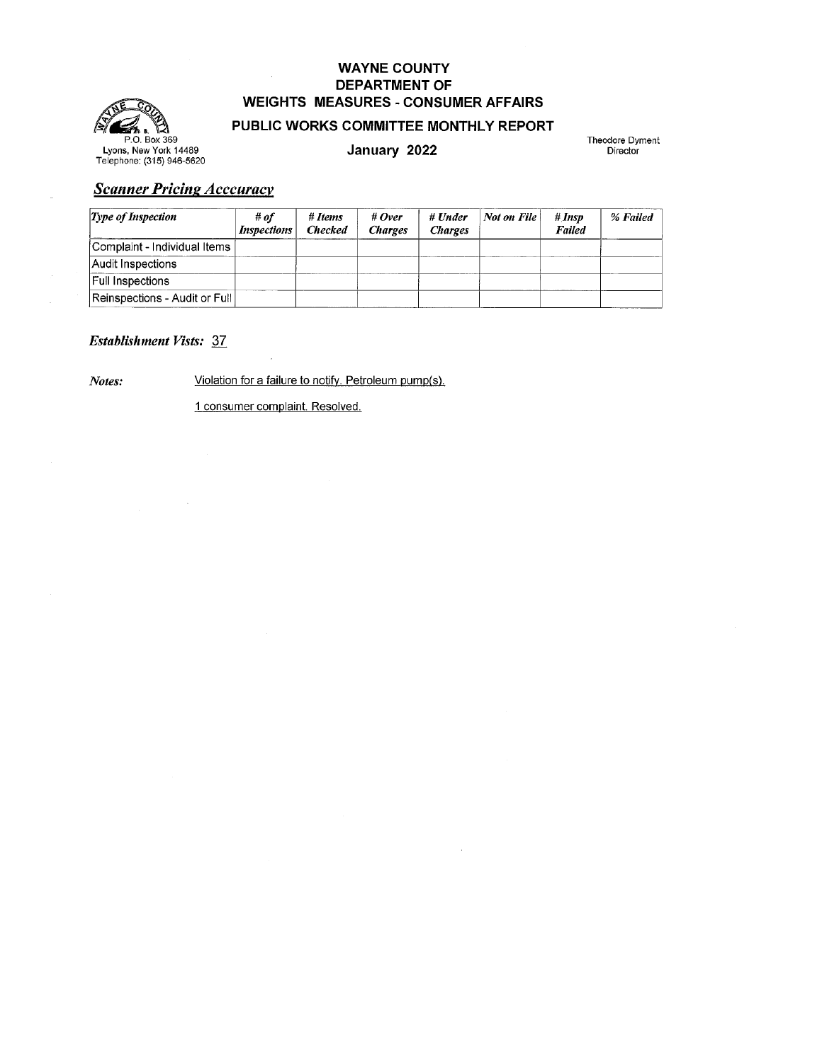# WAYNE COUNTY
## DEPARTMENT OF
## WEIGHTS MEASURES - CONSUMER AFFAIRS
### PUBLIC WORKS COMMITTEE MONTHLY REPORT

P.O. Box 369
Lyons, New York 14489
Telephone: (315) 946-5620

**January 2022**

Theodore Dyment
Director

## *Scanner Pricing Acccuracy*

| *Type of Inspection* | *# of Inspections* | *# Items Checked* | *# Over Charges* | *# Under Charges* | *Not on File* | *# Insp Failed* | *% Failed* |
|---|---|---|---|---|---|---|---|
| Complaint - Individual Items | | | | | | | |
| Audit Inspections | | | | | | | |
| Full Inspections | | | | | | | |
| Reinspections - Audit or Full | | | | | | | |

***Establishment Vists:*** 37

***Notes:*** Violation for a failure to notify. Petroleum pump(s).

1 consumer complaint. Resolved.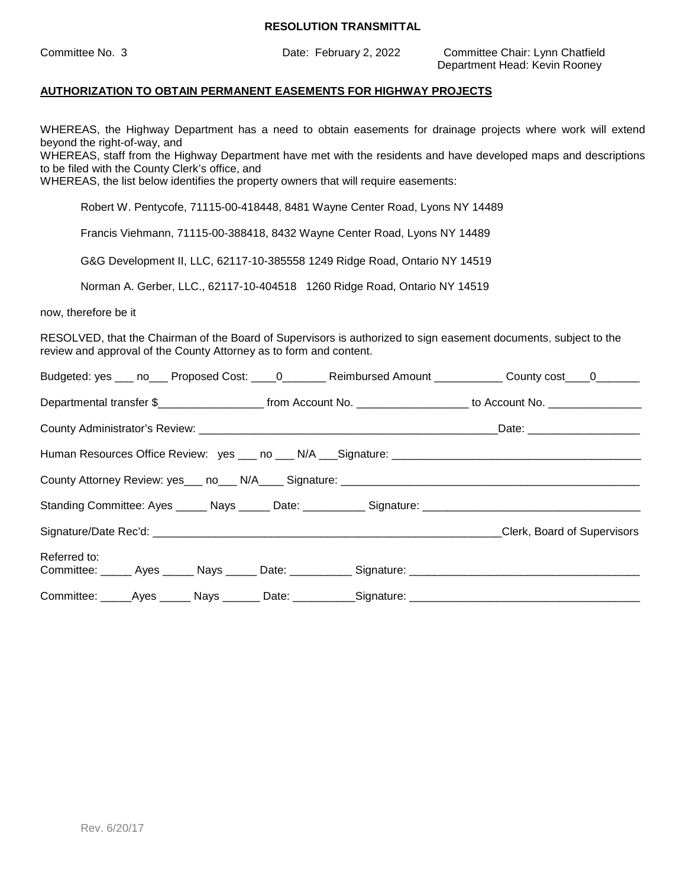**RESOLUTION TRANSMITTAL**

Committee No. 3 | Date: February 2, 2022 | Committee Chair: Lynn Chatfield
Department Head: Kevin Rooney

**AUTHORIZATION TO OBTAIN PERMANENT EASEMENTS FOR HIGHWAY PROJECTS**

WHEREAS, the Highway Department has a need to obtain easements for drainage projects where work will extend beyond the right-of-way, and
WHEREAS, staff from the Highway Department have met with the residents and have developed maps and descriptions to be filed with the County Clerk's office, and
WHEREAS, the list below identifies the property owners that will require easements:

Robert W. Pentycofe, 71115-00-418448, 8481 Wayne Center Road, Lyons NY 14489

Francis Viehmann, 71115-00-388418, 8432 Wayne Center Road, Lyons NY 14489

G&G Development II, LLC, 62117-10-385558 1249 Ridge Road, Ontario NY 14519

Norman A. Gerber, LLC., 62117-10-404518 1260 Ridge Road, Ontario NY 14519

now, therefore be it

RESOLVED, that the Chairman of the Board of Supervisors is authorized to sign easement documents, subject to the review and approval of the County Attorney as to form and content.

Budgeted: yes ___ no___ Proposed Cost: ____0_______ Reimbursed Amount ___________ County cost____0_______

Departmental transfer $_________________ from Account No. __________________ to Account No. _______________

County Administrator's Review: __________________________________________________Date: __________________

Human Resources Office Review: yes ___ no ___ N/A ___Signature: ________________________________________

County Attorney Review: yes___ no___ N/A____ Signature: _______________________________________________

Standing Committee: Ayes _____ Nays _____ Date: __________ Signature: __________________________________

Signature/Date Rec'd: _________________________________________________________Clerk, Board of Supervisors

Referred to:
Committee: _____ Ayes _____ Nays _____ Date: __________ Signature: ____________________________________

Committee: _____Ayes _____ Nays ______ Date: __________Signature: ____________________________________

Rev. 6/20/17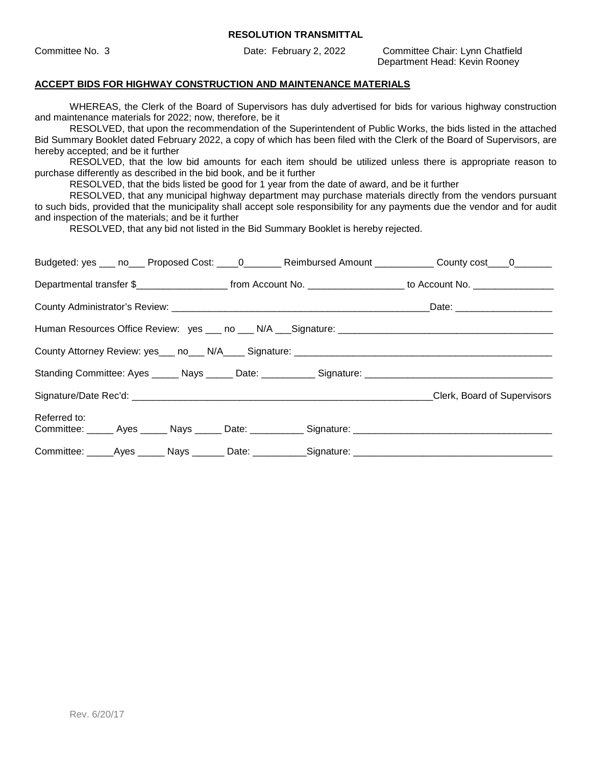**RESOLUTION TRANSMITTAL**

Committee No. 3 | Date: February 2, 2022 | Committee Chair: Lynn Chatfield
Department Head: Kevin Rooney

**ACCEPT BIDS FOR HIGHWAY CONSTRUCTION AND MAINTENANCE MATERIALS**

WHEREAS, the Clerk of the Board of Supervisors has duly advertised for bids for various highway construction and maintenance materials for 2022; now, therefore, be it

RESOLVED, that upon the recommendation of the Superintendent of Public Works, the bids listed in the attached Bid Summary Booklet dated February 2022, a copy of which has been filed with the Clerk of the Board of Supervisors, are hereby accepted; and be it further

RESOLVED, that the low bid amounts for each item should be utilized unless there is appropriate reason to purchase differently as described in the bid book, and be it further

RESOLVED, that the bids listed be good for 1 year from the date of award, and be it further

RESOLVED, that any municipal highway department may purchase materials directly from the vendors pursuant to such bids, provided that the municipality shall accept sole responsibility for any payments due the vendor and for audit and inspection of the materials; and be it further

RESOLVED, that any bid not listed in the Bid Summary Booklet is hereby rejected.

Budgeted: yes ___ no___ Proposed Cost: ____0_______ Reimbursed Amount ___________ County cost____0_______

Departmental transfer $_________________ from Account No. __________________ to Account No. _______________

County Administrator's Review: _________________________________________________Date: __________________

Human Resources Office Review: yes ___ no ___ N/A ___Signature: ________________________________________

County Attorney Review: yes___ no___ N/A____ Signature: _________________________________________________

Standing Committee: Ayes _____ Nays _____ Date: __________ Signature: ___________________________________

Signature/Date Rec'd: __________________________________________________________Clerk, Board of Supervisors

Referred to:
Committee: _____ Ayes _____ Nays _____ Date: __________ Signature: ____________________________________

Committee: _____Ayes _____ Nays ______ Date: __________Signature: ____________________________________

Rev. 6/20/17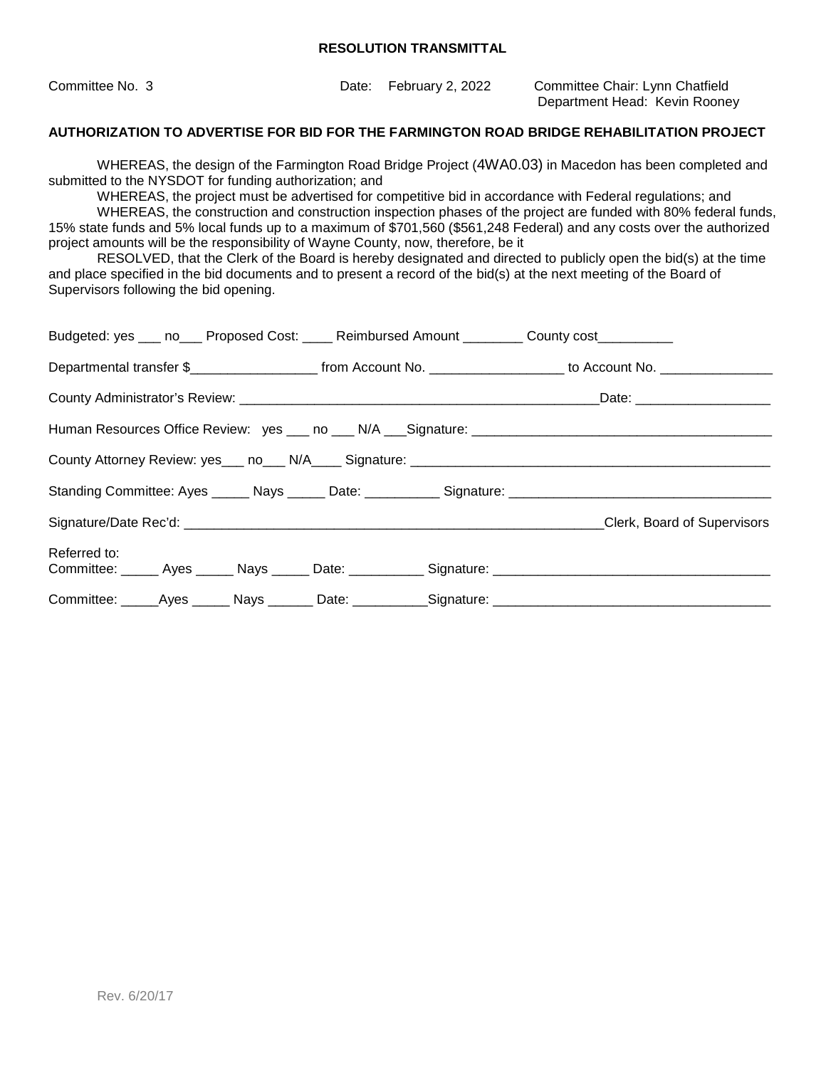**RESOLUTION TRANSMITTAL**

Committee No. 3 Date: February 2, 2022 Committee Chair: Lynn Chatfield
Department Head: Kevin Rooney

**AUTHORIZATION TO ADVERTISE FOR BID FOR THE FARMINGTON ROAD BRIDGE REHABILITATION PROJECT**

WHEREAS, the design of the Farmington Road Bridge Project (4WA0.03) in Macedon has been completed and submitted to the NYSDOT for funding authorization; and

WHEREAS, the project must be advertised for competitive bid in accordance with Federal regulations; and

WHEREAS, the construction and construction inspection phases of the project are funded with 80% federal funds, 15% state funds and 5% local funds up to a maximum of $701,560 ($561,248 Federal) and any costs over the authorized project amounts will be the responsibility of Wayne County, now, therefore, be it

RESOLVED, that the Clerk of the Board is hereby designated and directed to publicly open the bid(s) at the time and place specified in the bid documents and to present a record of the bid(s) at the next meeting of the Board of Supervisors following the bid opening.

Budgeted: yes ___ no___ Proposed Cost: ____ Reimbursed Amount ________ County cost__________

Departmental transfer $_________________ from Account No. __________________ to Account No. _______________

County Administrator's Review: __________________________________________________Date: __________________

Human Resources Office Review: yes ___ no ___ N/A ___Signature: ________________________________________

County Attorney Review: yes___ no___ N/A____ Signature: _________________________________________________

Standing Committee: Ayes _____ Nays _____ Date: __________ Signature: ___________________________________

Signature/Date Rec'd: _________________________________________________________Clerk, Board of Supervisors

Referred to:
Committee: _____ Ayes _____ Nays _____ Date: __________ Signature: ____________________________________

Committee: _____Ayes _____ Nays ______ Date: __________Signature: ____________________________________

Rev. 6/20/17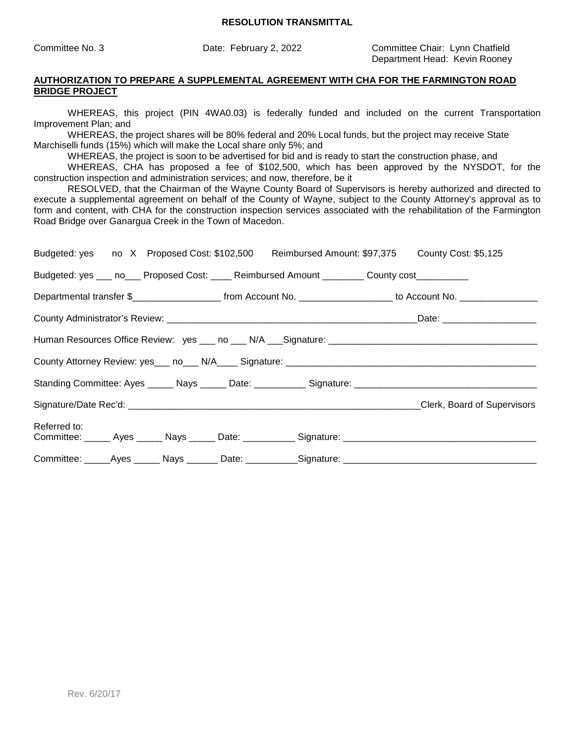**RESOLUTION TRANSMITTAL**

Committee No. 3 | Date: February 2, 2022 | Committee Chair: Lynn Chatfield
Department Head: Kevin Rooney

**AUTHORIZATION TO PREPARE A SUPPLEMENTAL AGREEMENT WITH CHA FOR THE FARMINGTON ROAD BRIDGE PROJECT**

WHEREAS, this project (PIN 4WA0.03) is federally funded and included on the current Transportation Improvement Plan; and

WHEREAS, the project shares will be 80% federal and 20% Local funds, but the project may receive State Marchiselli funds (15%) which will make the Local share only 5%; and

WHEREAS, the project is soon to be advertised for bid and is ready to start the construction phase, and

WHEREAS, CHA has proposed a fee of $102,500, which has been approved by the NYSDOT, for the construction inspection and administration services; and now, therefore, be it

RESOLVED, that the Chairman of the Wayne County Board of Supervisors is hereby authorized and directed to execute a supplemental agreement on behalf of the County of Wayne, subject to the County Attorney's approval as to form and content, with CHA for the construction inspection services associated with the rehabilitation of the Farmington Road Bridge over Ganargua Creek in the Town of Macedon.

Budgeted: yes no X Proposed Cost: $102,500 Reimbursed Amount: $97,375 County Cost: $5,125

Budgeted: yes ___ no___ Proposed Cost: ____ Reimbursed Amount ________ County cost__________

Departmental transfer $_________________ from Account No. __________________ to Account No. _______________

County Administrator's Review: __________________________________________________Date: __________________

Human Resources Office Review: yes ___ no ___ N/A ___Signature: ________________________________________

County Attorney Review: yes___ no___ N/A____ Signature: ________________________________________________

Standing Committee: Ayes _____ Nays _____ Date: __________ Signature: __________________________________

Signature/Date Rec'd: _________________________________________________________Clerk, Board of Supervisors

Referred to:
Committee: _____ Ayes _____ Nays _____ Date: __________ Signature: ___________________________________

Committee: _____Ayes _____ Nays ______ Date: __________Signature: ___________________________________

Rev. 6/20/17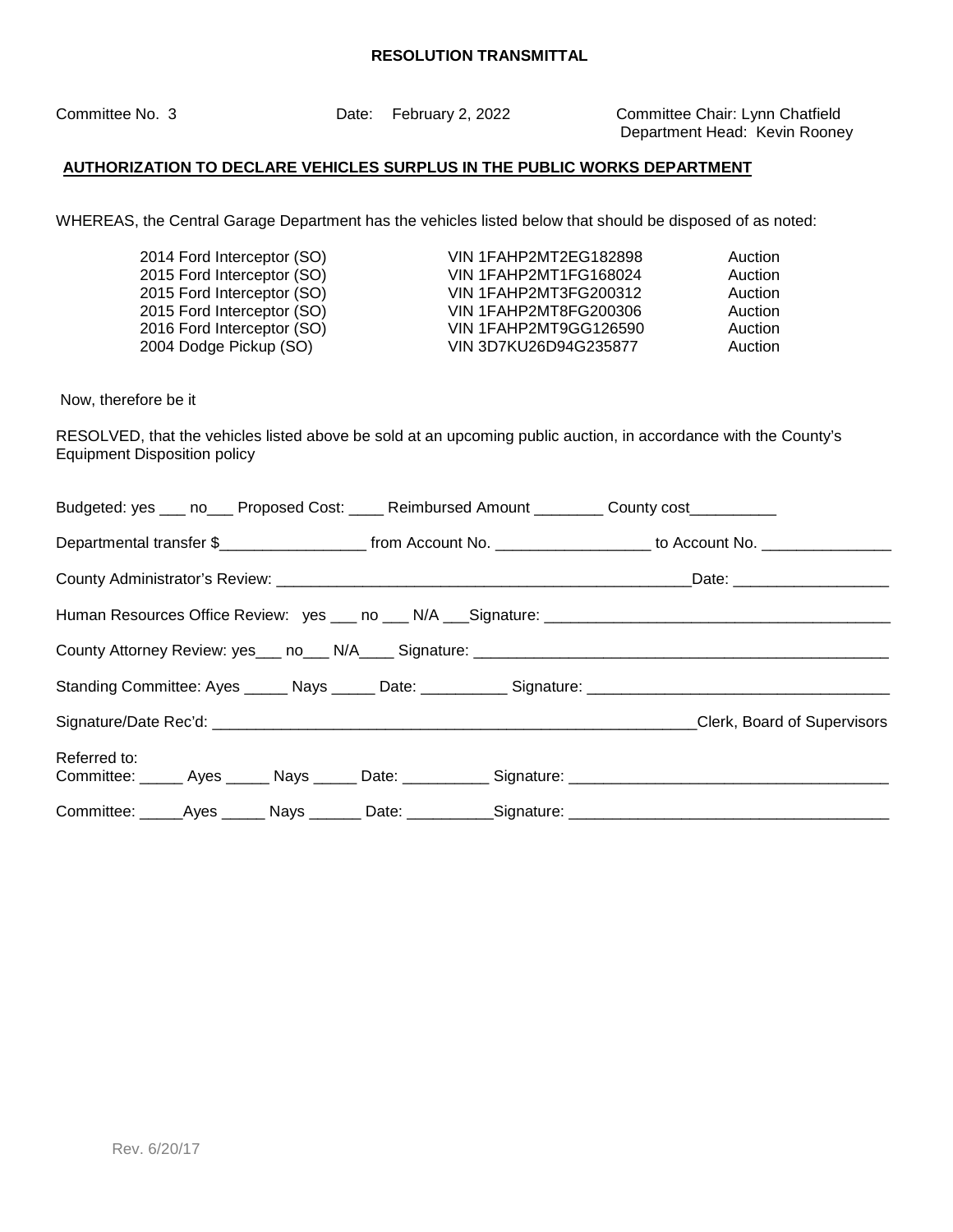**RESOLUTION TRANSMITTAL**

Committee No. 3 Date: February 2, 2022 Committee Chair: Lynn Chatfield
Department Head: Kevin Rooney

**AUTHORIZATION TO DECLARE VEHICLES SURPLUS IN THE PUBLIC WORKS DEPARTMENT**

WHEREAS, the Central Garage Department has the vehicles listed below that should be disposed of as noted:

| | | |
|---|---|---|
| 2014 Ford Interceptor (SO) | VIN 1FAHP2MT2EG182898 | Auction |
| 2015 Ford Interceptor (SO) | VIN 1FAHP2MT1FG168024 | Auction |
| 2015 Ford Interceptor (SO) | VIN 1FAHP2MT3FG200312 | Auction |
| 2015 Ford Interceptor (SO) | VIN 1FAHP2MT8FG200306 | Auction |
| 2016 Ford Interceptor (SO) | VIN 1FAHP2MT9GG126590 | Auction |
| 2004 Dodge Pickup (SO) | VIN 3D7KU26D94G235877 | Auction |

Now, therefore be it

RESOLVED, that the vehicles listed above be sold at an upcoming public auction, in accordance with the County's Equipment Disposition policy

Budgeted: yes ___ no___ Proposed Cost: ____ Reimbursed Amount ________ County cost__________

Departmental transfer $_________________ from Account No. __________________ to Account No. _______________

County Administrator's Review: __________________________________________________Date: __________________

Human Resources Office Review: yes ___ no ___ N/A ___Signature: _________________________________________

County Attorney Review: yes___ no___ N/A____ Signature: ___________________________________________________

Standing Committee: Ayes _____ Nays _____ Date: __________ Signature: ___________________________________

Signature/Date Rec'd: __________________________________________________________Clerk, Board of Supervisors

Referred to:
Committee: _____ Ayes _____ Nays _____ Date: __________ Signature: _____________________________________

Committee: _____Ayes _____ Nays ______ Date: __________Signature: _____________________________________

Rev. 6/20/17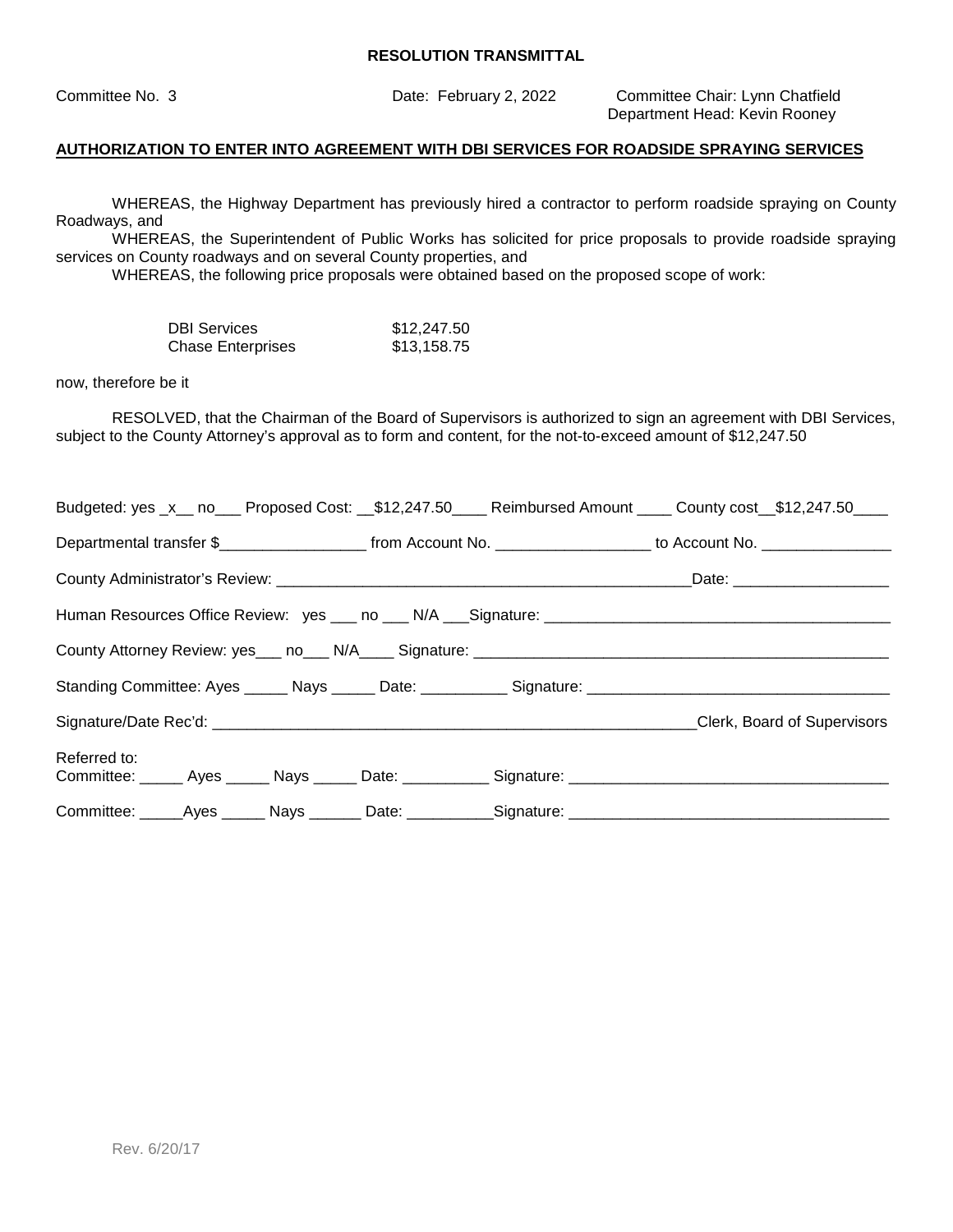**RESOLUTION TRANSMITTAL**

Committee No. 3 Date: February 2, 2022 Committee Chair: Lynn Chatfield
Department Head: Kevin Rooney

**AUTHORIZATION TO ENTER INTO AGREEMENT WITH DBI SERVICES FOR ROADSIDE SPRAYING SERVICES**

WHEREAS, the Highway Department has previously hired a contractor to perform roadside spraying on County Roadways, and

WHEREAS, the Superintendent of Public Works has solicited for price proposals to provide roadside spraying services on County roadways and on several County properties, and

WHEREAS, the following price proposals were obtained based on the proposed scope of work:

| | |
|---|---|
| DBI Services | $12,247.50 |
| Chase Enterprises | $13,158.75 |

now, therefore be it

RESOLVED, that the Chairman of the Board of Supervisors is authorized to sign an agreement with DBI Services, subject to the County Attorney's approval as to form and content, for the not-to-exceed amount of $12,247.50

Budgeted: yes _x__ no___ Proposed Cost: __$12,247.50____ Reimbursed Amount ____ County cost__$12,247.50____

Departmental transfer $_________________ from Account No. __________________ to Account No. _______________

County Administrator's Review: __________________________________________________Date: __________________

Human Resources Office Review: yes ___ no ___ N/A ___Signature: _________________________________________

County Attorney Review: yes___ no___ N/A____ Signature: ___________________________________________________

Standing Committee: Ayes _____ Nays _____ Date: __________ Signature: ___________________________________

Signature/Date Rec'd: __________________________________________________________Clerk, Board of Supervisors

Referred to:
Committee: _____ Ayes _____ Nays _____ Date: __________ Signature: _____________________________________

Committee: _____Ayes _____ Nays ______ Date: __________Signature: _____________________________________

Rev. 6/20/17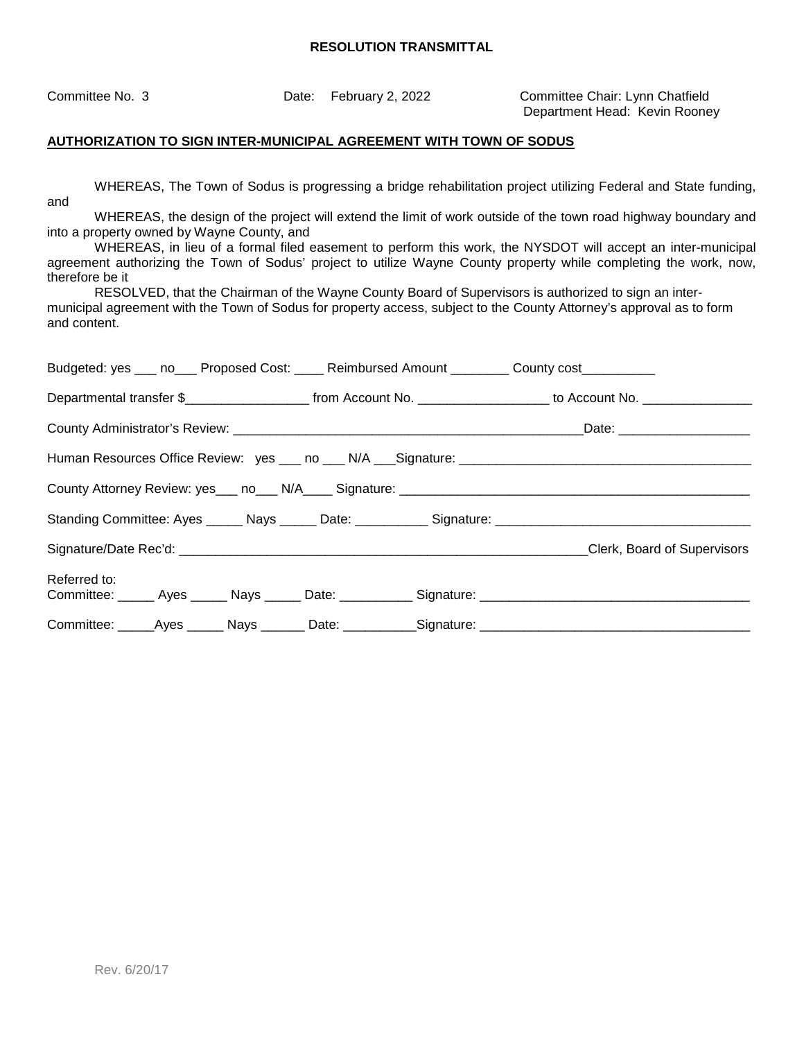**RESOLUTION TRANSMITTAL**

Committee No. 3 Date: February 2, 2022 Committee Chair: Lynn Chatfield
Department Head: Kevin Rooney

**AUTHORIZATION TO SIGN INTER-MUNICIPAL AGREEMENT WITH TOWN OF SODUS**

WHEREAS, The Town of Sodus is progressing a bridge rehabilitation project utilizing Federal and State funding, and

WHEREAS, the design of the project will extend the limit of work outside of the town road highway boundary and into a property owned by Wayne County, and

WHEREAS, in lieu of a formal filed easement to perform this work, the NYSDOT will accept an inter-municipal agreement authorizing the Town of Sodus' project to utilize Wayne County property while completing the work, now, therefore be it

RESOLVED, that the Chairman of the Wayne County Board of Supervisors is authorized to sign an inter-municipal agreement with the Town of Sodus for property access, subject to the County Attorney's approval as to form and content.

Budgeted: yes ___ no___ Proposed Cost: ____ Reimbursed Amount ________ County cost__________

Departmental transfer $_________________ from Account No. __________________ to Account No. _______________

County Administrator's Review: _________________________________________________Date: __________________

Human Resources Office Review: yes ___ no ___ N/A ___Signature: ________________________________________

County Attorney Review: yes___ no___ N/A____ Signature: _________________________________________________

Standing Committee: Ayes _____ Nays _____ Date: __________ Signature: ___________________________________

Signature/Date Rec'd: _________________________________________________________Clerk, Board of Supervisors

Referred to:
Committee: _____ Ayes _____ Nays _____ Date: __________ Signature: _____________________________________

Committee: _____Ayes _____ Nays ______ Date: __________Signature: _____________________________________

Rev. 6/20/17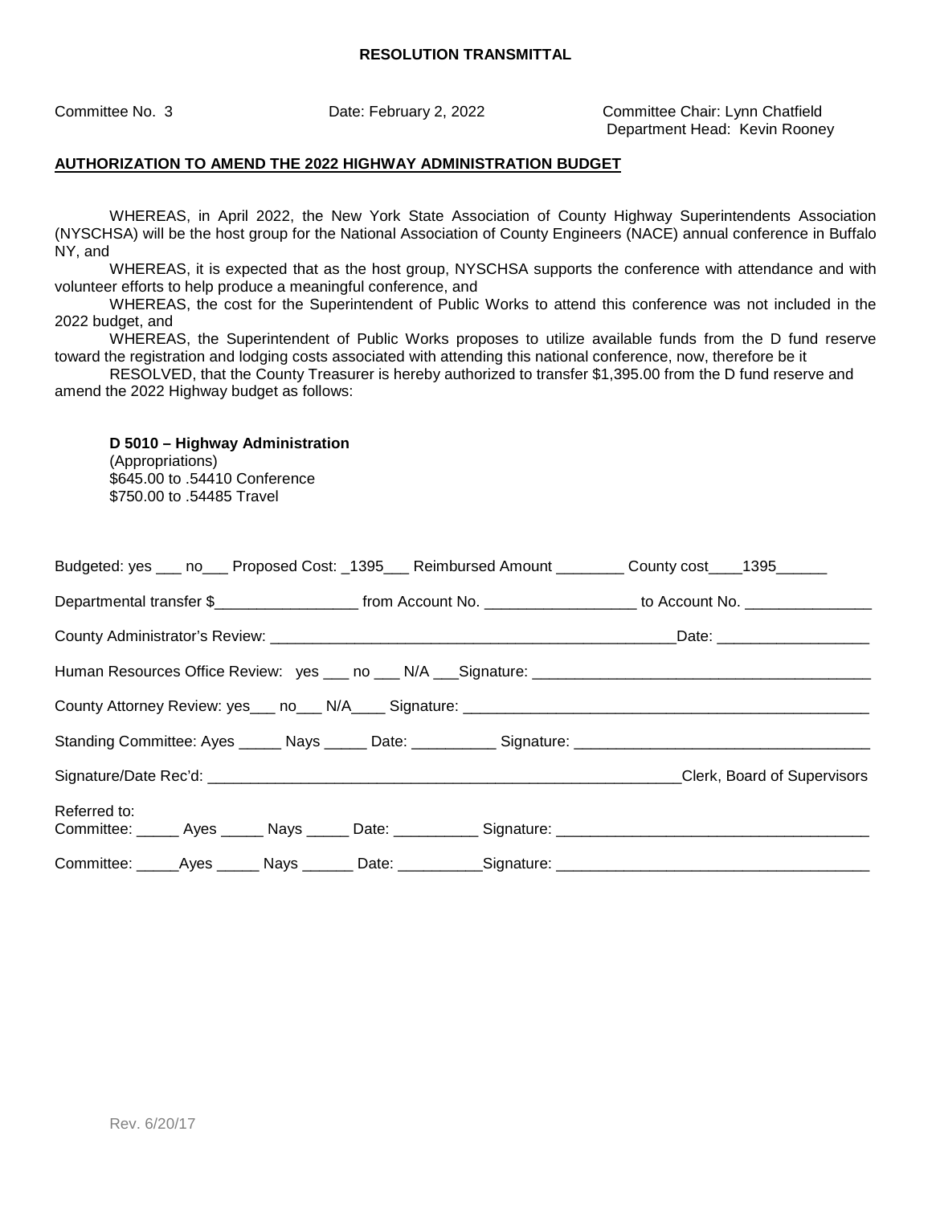## RESOLUTION TRANSMITTAL

Committee No. 3 Date: February 2, 2022 Committee Chair: Lynn Chatfield
Department Head: Kevin Rooney

**AUTHORIZATION TO AMEND THE 2022 HIGHWAY ADMINISTRATION BUDGET**

WHEREAS, in April 2022, the New York State Association of County Highway Superintendents Association (NYSCHSA) will be the host group for the National Association of County Engineers (NACE) annual conference in Buffalo NY, and

WHEREAS, it is expected that as the host group, NYSCHSA supports the conference with attendance and with volunteer efforts to help produce a meaningful conference, and

WHEREAS, the cost for the Superintendent of Public Works to attend this conference was not included in the 2022 budget, and

WHEREAS, the Superintendent of Public Works proposes to utilize available funds from the D fund reserve toward the registration and lodging costs associated with attending this national conference, now, therefore be it

RESOLVED, that the County Treasurer is hereby authorized to transfer $1,395.00 from the D fund reserve and amend the 2022 Highway budget as follows:

**D 5010 – Highway Administration**
(Appropriations)
$645.00 to .54410 Conference
$750.00 to .54485 Travel

Budgeted: yes ___ no___ Proposed Cost: _1395___ Reimbursed Amount ________ County cost____1395______

Departmental transfer $_________________ from Account No. __________________ to Account No. _______________

County Administrator's Review: _________________________________________________Date: __________________

Human Resources Office Review: yes ___ no ___ N/A ___Signature: ________________________________________

County Attorney Review: yes___ no___ N/A____ Signature: ________________________________________________

Standing Committee: Ayes _____ Nays _____ Date: __________ Signature: ___________________________________

Signature/Date Rec'd: _________________________________________________________Clerk, Board of Supervisors

Referred to:
Committee: _____ Ayes _____ Nays _____ Date: __________ Signature: ____________________________________

Committee: _____Ayes _____ Nays ______ Date: __________Signature: ____________________________________

Rev. 6/20/17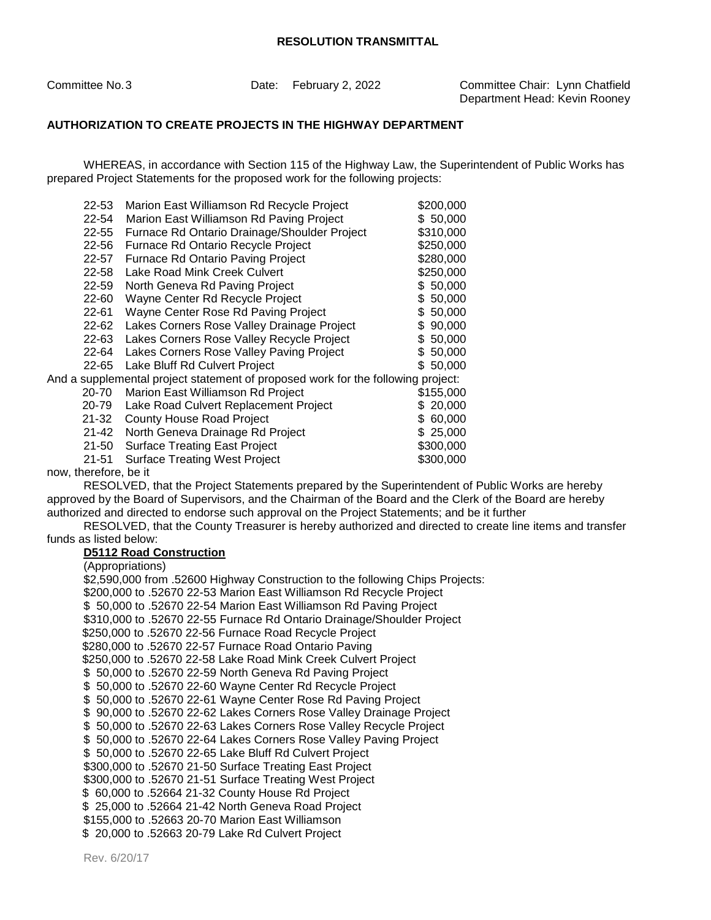**RESOLUTION TRANSMITTAL**

Committee No. 3 | Date: February 2, 2022 | Committee Chair: Lynn Chatfield
Department Head: Kevin Rooney

**AUTHORIZATION TO CREATE PROJECTS IN THE HIGHWAY DEPARTMENT**

WHEREAS, in accordance with Section 115 of the Highway Law, the Superintendent of Public Works has prepared Project Statements for the proposed work for the following projects:

| | | |
|---|---|---|
| 22-53 | Marion East Williamson Rd Recycle Project | $200,000 |
| 22-54 | Marion East Williamson Rd Paving Project | $ 50,000 |
| 22-55 | Furnace Rd Ontario Drainage/Shoulder Project | $310,000 |
| 22-56 | Furnace Rd Ontario Recycle Project | $250,000 |
| 22-57 | Furnace Rd Ontario Paving Project | $280,000 |
| 22-58 | Lake Road Mink Creek Culvert | $250,000 |
| 22-59 | North Geneva Rd Paving Project | $ 50,000 |
| 22-60 | Wayne Center Rd Recycle Project | $ 50,000 |
| 22-61 | Wayne Center Rose Rd Paving Project | $ 50,000 |
| 22-62 | Lakes Corners Rose Valley Drainage Project | $ 90,000 |
| 22-63 | Lakes Corners Rose Valley Recycle Project | $ 50,000 |
| 22-64 | Lakes Corners Rose Valley Paving Project | $ 50,000 |
| 22-65 | Lake Bluff Rd Culvert Project | $ 50,000 |

And a supplemental project statement of proposed work for the following project:

| | | |
|---|---|---|
| 20-70 | Marion East Williamson Rd Project | $155,000 |
| 20-79 | Lake Road Culvert Replacement Project | $ 20,000 |
| 21-32 | County House Road Project | $ 60,000 |
| 21-42 | North Geneva Drainage Rd Project | $ 25,000 |
| 21-50 | Surface Treating East Project | $300,000 |
| 21-51 | Surface Treating West Project | $300,000 |

now, therefore, be it

RESOLVED, that the Project Statements prepared by the Superintendent of Public Works are hereby approved by the Board of Supervisors, and the Chairman of the Board and the Clerk of the Board are hereby authorized and directed to endorse such approval on the Project Statements; and be it further

RESOLVED, that the County Treasurer is hereby authorized and directed to create line items and transfer funds as listed below:

**D5112 Road Construction**

(Appropriations)

$2,590,000 from .52600 Highway Construction to the following Chips Projects:
$200,000 to .52670 22-53 Marion East Williamson Rd Recycle Project
$ 50,000 to .52670 22-54 Marion East Williamson Rd Paving Project
$310,000 to .52670 22-55 Furnace Rd Ontario Drainage/Shoulder Project
$250,000 to .52670 22-56 Furnace Road Recycle Project
$280,000 to .52670 22-57 Furnace Road Ontario Paving
$250,000 to .52670 22-58 Lake Road Mink Creek Culvert Project
$ 50,000 to .52670 22-59 North Geneva Rd Paving Project
$ 50,000 to .52670 22-60 Wayne Center Rd Recycle Project
$ 50,000 to .52670 22-61 Wayne Center Rose Rd Paving Project
$ 90,000 to .52670 22-62 Lakes Corners Rose Valley Drainage Project
$ 50,000 to .52670 22-63 Lakes Corners Rose Valley Recycle Project
$ 50,000 to .52670 22-64 Lakes Corners Rose Valley Paving Project
$ 50,000 to .52670 22-65 Lake Bluff Rd Culvert Project
$300,000 to .52670 21-50 Surface Treating East Project
$300,000 to .52670 21-51 Surface Treating West Project
$ 60,000 to .52664 21-32 County House Rd Project
$ 25,000 to .52664 21-42 North Geneva Road Project
$155,000 to .52663 20-70 Marion East Williamson
$ 20,000 to .52663 20-79 Lake Rd Culvert Project

Rev. 6/20/17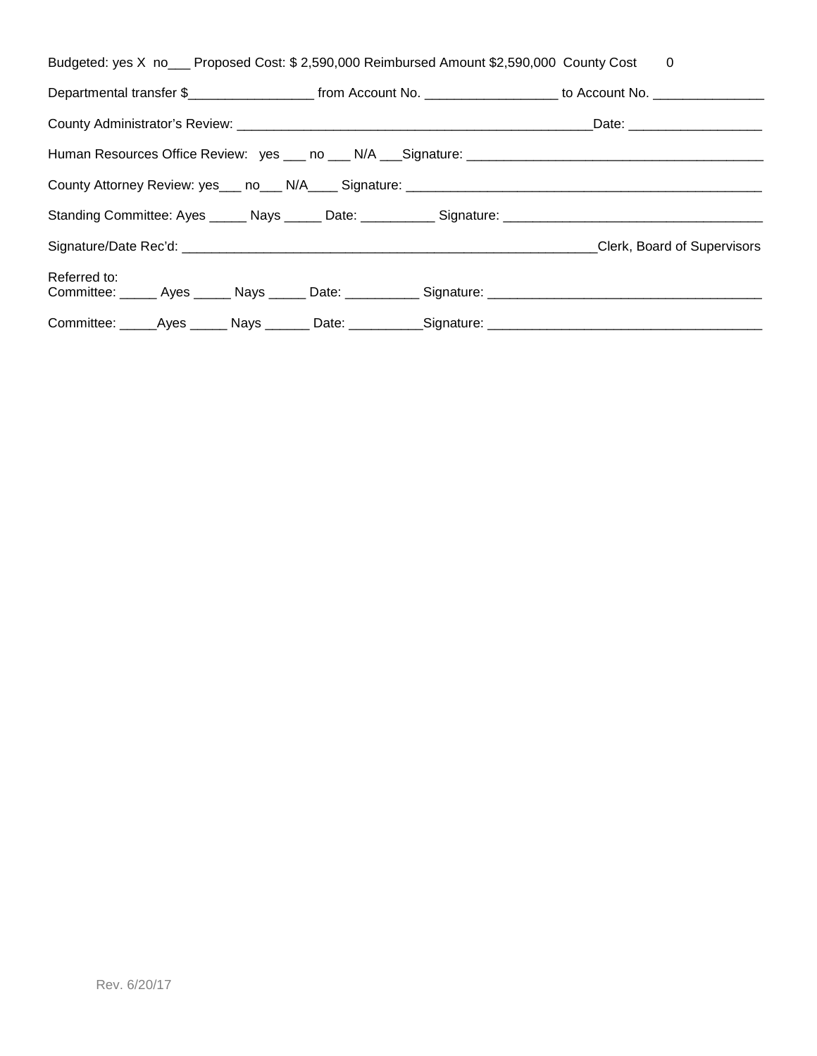Budgeted: yes X no___ Proposed Cost: $ 2,590,000 Reimbursed Amount $2,590,000 County Cost 0

Departmental transfer $_________________ from Account No. _________________ to Account No. _______________

County Administrator's Review: ________________________________________________Date: _________________

Human Resources Office Review: yes ___ no ___ N/A ___Signature: ________________________________________

County Attorney Review: yes___ no___ N/A____ Signature: ________________________________________________

Standing Committee: Ayes _____ Nays _____ Date: __________ Signature: ___________________________________

Signature/Date Rec'd: ________________________________________________________Clerk, Board of Supervisors

Referred to:
Committee: _____ Ayes _____ Nays _____ Date: __________ Signature: ____________________________________

Committee: _____Ayes _____ Nays ______ Date: __________Signature: ____________________________________

Rev. 6/20/17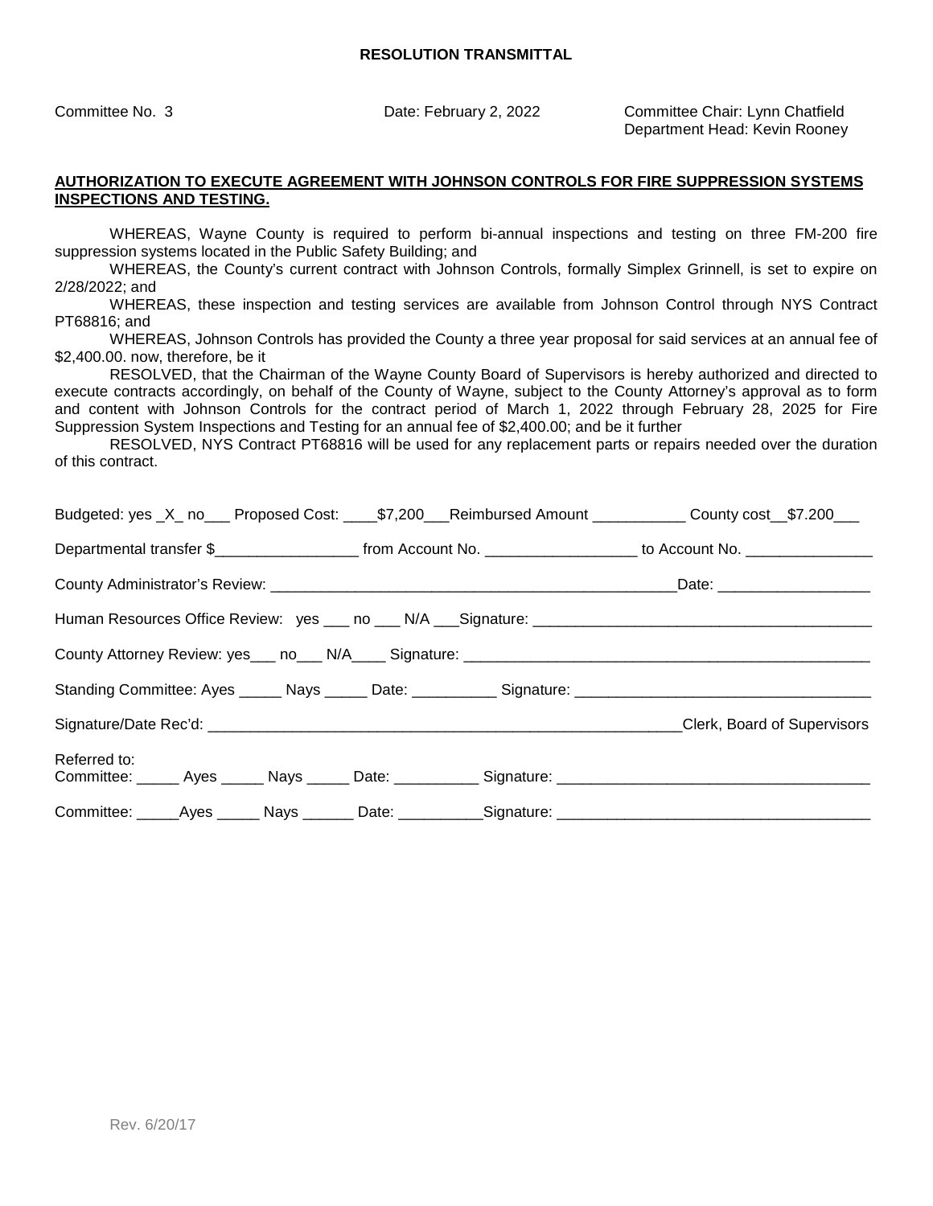# RESOLUTION TRANSMITTAL

Committee No. 3 Date: February 2, 2022 Committee Chair: Lynn Chatfield
Department Head: Kevin Rooney

**AUTHORIZATION TO EXECUTE AGREEMENT WITH JOHNSON CONTROLS FOR FIRE SUPPRESSION SYSTEMS INSPECTIONS AND TESTING.**

WHEREAS, Wayne County is required to perform bi-annual inspections and testing on three FM-200 fire suppression systems located in the Public Safety Building; and

WHEREAS, the County's current contract with Johnson Controls, formally Simplex Grinnell, is set to expire on 2/28/2022; and

WHEREAS, these inspection and testing services are available from Johnson Control through NYS Contract PT68816; and

WHEREAS, Johnson Controls has provided the County a three year proposal for said services at an annual fee of $2,400.00. now, therefore, be it

RESOLVED, that the Chairman of the Wayne County Board of Supervisors is hereby authorized and directed to execute contracts accordingly, on behalf of the County of Wayne, subject to the County Attorney's approval as to form and content with Johnson Controls for the contract period of March 1, 2022 through February 28, 2025 for Fire Suppression System Inspections and Testing for an annual fee of $2,400.00; and be it further

RESOLVED, NYS Contract PT68816 will be used for any replacement parts or repairs needed over the duration of this contract.

Budgeted: yes _X_ no___ Proposed Cost: ____$7,200___Reimbursed Amount ___________ County cost__$7.200___

Departmental transfer $_________________ from Account No. __________________ to Account No. _______________

County Administrator's Review: _________________________________________________Date: __________________

Human Resources Office Review: yes ___ no ___ N/A ___Signature: ________________________________________

County Attorney Review: yes___ no___ N/A____ Signature: _________________________________________________

Standing Committee: Ayes _____ Nays _____ Date: __________ Signature: ___________________________________

Signature/Date Rec'd: __________________________________________________________Clerk, Board of Supervisors

Referred to:
Committee: _____ Ayes _____ Nays _____ Date: __________ Signature: ____________________________________

Committee: _____Ayes _____ Nays ______ Date: __________Signature: ____________________________________

Rev. 6/20/17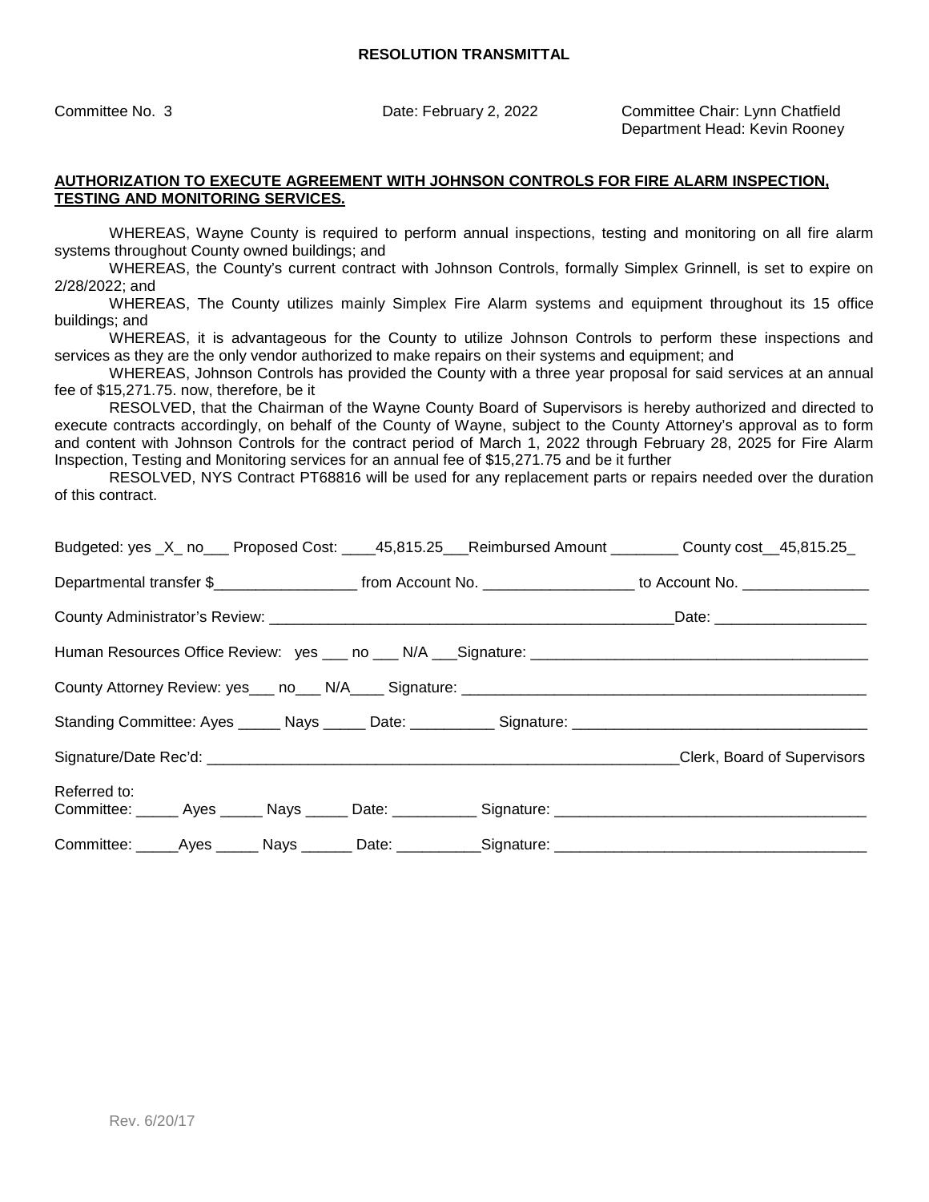**RESOLUTION TRANSMITTAL**

Committee No. 3

Date: February 2, 2022

Committee Chair: Lynn Chatfield
Department Head: Kevin Rooney

**AUTHORIZATION TO EXECUTE AGREEMENT WITH JOHNSON CONTROLS FOR FIRE ALARM INSPECTION, TESTING AND MONITORING SERVICES.**

WHEREAS, Wayne County is required to perform annual inspections, testing and monitoring on all fire alarm systems throughout County owned buildings; and

WHEREAS, the County's current contract with Johnson Controls, formally Simplex Grinnell, is set to expire on 2/28/2022; and

WHEREAS, The County utilizes mainly Simplex Fire Alarm systems and equipment throughout its 15 office buildings; and

WHEREAS, it is advantageous for the County to utilize Johnson Controls to perform these inspections and services as they are the only vendor authorized to make repairs on their systems and equipment; and

WHEREAS, Johnson Controls has provided the County with a three year proposal for said services at an annual fee of $15,271.75. now, therefore, be it

RESOLVED, that the Chairman of the Wayne County Board of Supervisors is hereby authorized and directed to execute contracts accordingly, on behalf of the County of Wayne, subject to the County Attorney's approval as to form and content with Johnson Controls for the contract period of March 1, 2022 through February 28, 2025 for Fire Alarm Inspection, Testing and Monitoring services for an annual fee of $15,271.75 and be it further

RESOLVED, NYS Contract PT68816 will be used for any replacement parts or repairs needed over the duration of this contract.

Budgeted: yes _X_ no___ Proposed Cost: ____45,815.25___Reimbursed Amount ________ County cost__45,815.25_

Departmental transfer $_________________ from Account No. _________________ to Account No. _______________

County Administrator's Review: _________________________________________________Date: __________________

Human Resources Office Review: yes ___ no ___ N/A ___Signature: _______________________________________

County Attorney Review: yes___ no___ N/A____ Signature: ________________________________________________

Standing Committee: Ayes _____ Nays _____ Date: __________ Signature: __________________________________

Signature/Date Rec'd: ________________________________________________________Clerk, Board of Supervisors

Referred to:
Committee: _____ Ayes _____ Nays _____ Date: __________ Signature: ____________________________________

Committee: _____Ayes _____ Nays ______ Date: __________Signature: ____________________________________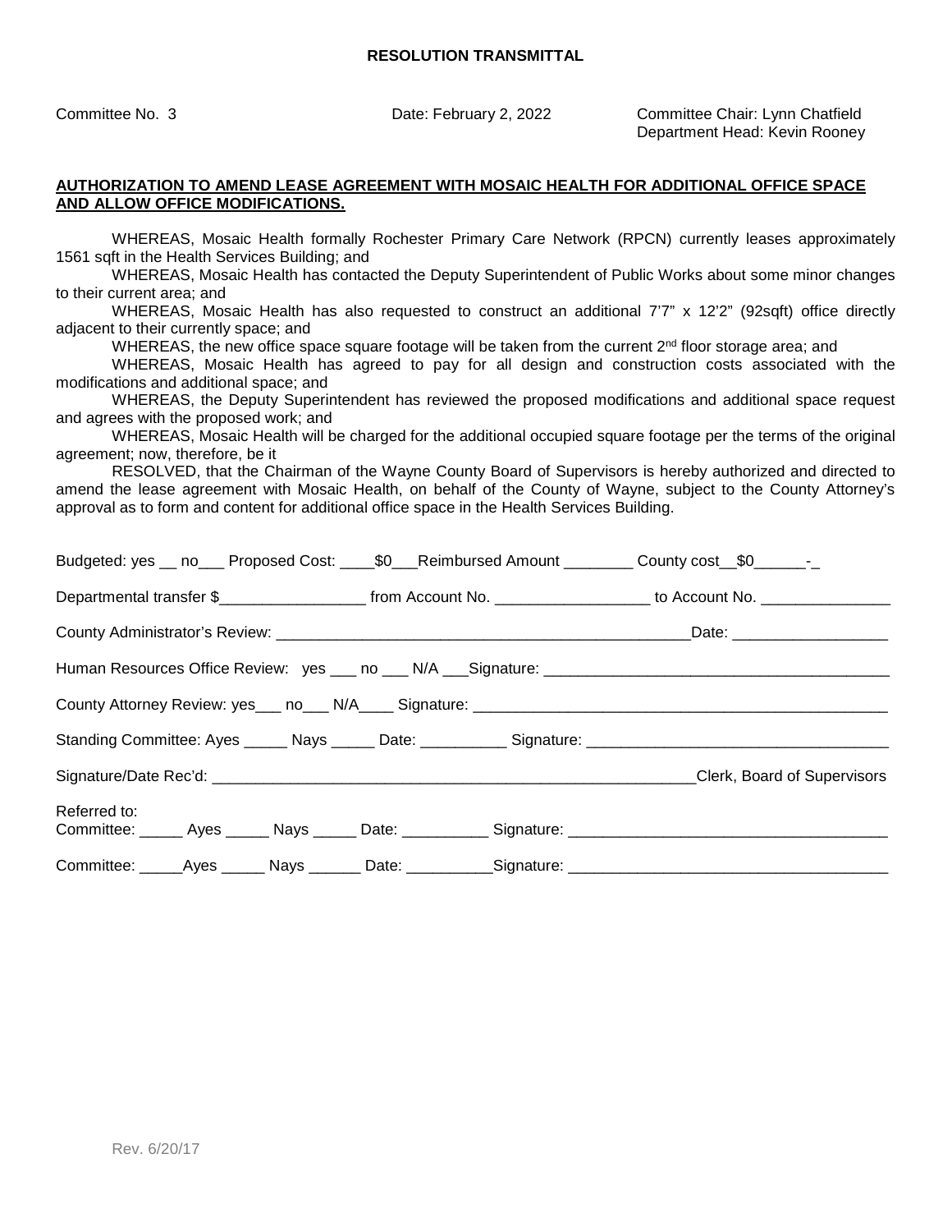# RESOLUTION TRANSMITTAL

Committee No. 3 Date: February 2, 2022 Committee Chair: Lynn Chatfield
Department Head: Kevin Rooney

**AUTHORIZATION TO AMEND LEASE AGREEMENT WITH MOSAIC HEALTH FOR ADDITIONAL OFFICE SPACE AND ALLOW OFFICE MODIFICATIONS.**

WHEREAS, Mosaic Health formally Rochester Primary Care Network (RPCN) currently leases approximately 1561 sqft in the Health Services Building; and

WHEREAS, Mosaic Health has contacted the Deputy Superintendent of Public Works about some minor changes to their current area; and

WHEREAS, Mosaic Health has also requested to construct an additional 7'7" x 12'2" (92sqft) office directly adjacent to their currently space; and

WHEREAS, the new office space square footage will be taken from the current 2nd floor storage area; and

WHEREAS, Mosaic Health has agreed to pay for all design and construction costs associated with the modifications and additional space; and

WHEREAS, the Deputy Superintendent has reviewed the proposed modifications and additional space request and agrees with the proposed work; and

WHEREAS, Mosaic Health will be charged for the additional occupied square footage per the terms of the original agreement; now, therefore, be it

RESOLVED, that the Chairman of the Wayne County Board of Supervisors is hereby authorized and directed to amend the lease agreement with Mosaic Health, on behalf of the County of Wayne, subject to the County Attorney's approval as to form and content for additional office space in the Health Services Building.

Budgeted: yes __ no___ Proposed Cost: ____$0___Reimbursed Amount ________ County cost__$0______-_

Departmental transfer $_________________ from Account No. _________________ to Account No. _______________

County Administrator's Review: ________________________________________________Date: __________________

Human Resources Office Review: yes ___ no ___ N/A ___Signature: _______________________________________

County Attorney Review: yes___ no___ N/A____ Signature: ______________________________________________

Standing Committee: Ayes _____ Nays _____ Date: __________ Signature: __________________________________

Signature/Date Rec'd: _________________________________________________________Clerk, Board of Supervisors

Referred to:
Committee: _____ Ayes _____ Nays _____ Date: __________ Signature: ____________________________________

Committee: _____Ayes _____ Nays ______ Date: __________Signature: ____________________________________

Rev. 6/20/17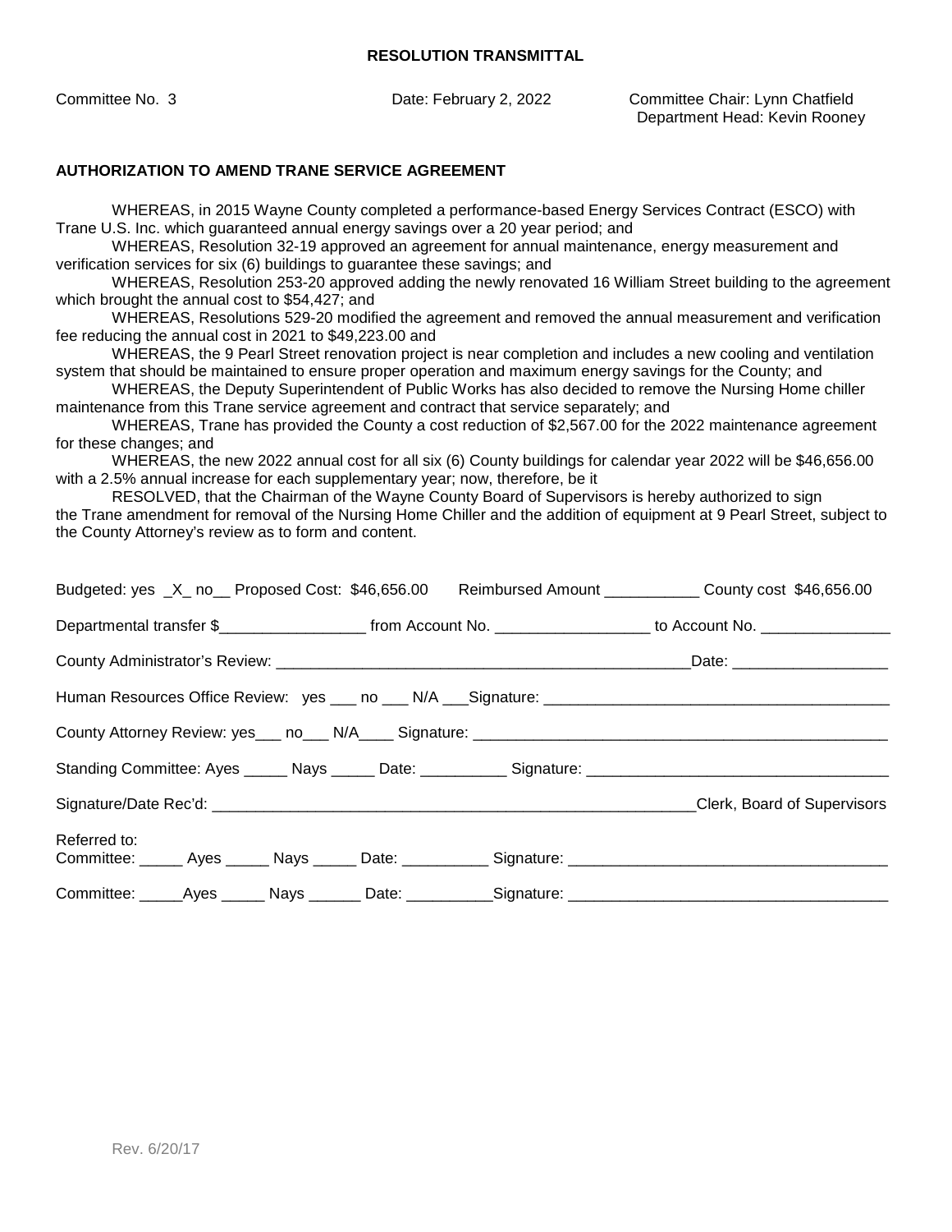**RESOLUTION TRANSMITTAL**

Committee No. 3 Date: February 2, 2022 Committee Chair: Lynn Chatfield
Department Head: Kevin Rooney

**AUTHORIZATION TO AMEND TRANE SERVICE AGREEMENT**

WHEREAS, in 2015 Wayne County completed a performance-based Energy Services Contract (ESCO) with Trane U.S. Inc. which guaranteed annual energy savings over a 20 year period; and

WHEREAS, Resolution 32-19 approved an agreement for annual maintenance, energy measurement and verification services for six (6) buildings to guarantee these savings; and

WHEREAS, Resolution 253-20 approved adding the newly renovated 16 William Street building to the agreement which brought the annual cost to $54,427; and

WHEREAS, Resolutions 529-20 modified the agreement and removed the annual measurement and verification fee reducing the annual cost in 2021 to $49,223.00 and

WHEREAS, the 9 Pearl Street renovation project is near completion and includes a new cooling and ventilation system that should be maintained to ensure proper operation and maximum energy savings for the County; and

WHEREAS, the Deputy Superintendent of Public Works has also decided to remove the Nursing Home chiller maintenance from this Trane service agreement and contract that service separately; and

WHEREAS, Trane has provided the County a cost reduction of $2,567.00 for the 2022 maintenance agreement for these changes; and

WHEREAS, the new 2022 annual cost for all six (6) County buildings for calendar year 2022 will be $46,656.00 with a 2.5% annual increase for each supplementary year; now, therefore, be it

RESOLVED, that the Chairman of the Wayne County Board of Supervisors is hereby authorized to sign the Trane amendment for removal of the Nursing Home Chiller and the addition of equipment at 9 Pearl Street, subject to the County Attorney's review as to form and content.

Budgeted: yes _X_ no__ Proposed Cost: $46,656.00 Reimbursed Amount ___________ County cost $46,656.00

Departmental transfer $_________________ from Account No. __________________ to Account No. _______________

County Administrator's Review: __________________________________________________Date: __________________

Human Resources Office Review: yes ___ no ___ N/A ___Signature: ________________________________________

County Attorney Review: yes___ no___ N/A____ Signature: _________________________________________________

Standing Committee: Ayes _____ Nays _____ Date: __________ Signature: ___________________________________

Signature/Date Rec'd: __________________________________________________________Clerk, Board of Supervisors

Referred to:
Committee: _____ Ayes _____ Nays _____ Date: __________ Signature: _____________________________________

Committee: _____Ayes _____ Nays ______ Date: __________Signature: _____________________________________

Rev. 6/20/17